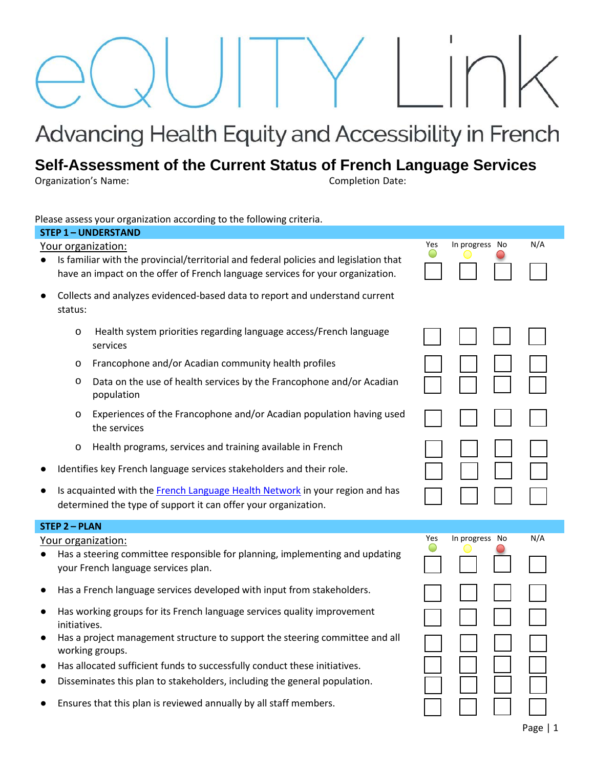# eQUITY Link

Advancing Health Equity and Accessibility in French

## Self-Assessment of the Current Status of French Language Services

Organization's Name: Completion Date:

Please assess your organization according to the following criteria.

### STEP 1 – UNDERSTAND

| Your organization: | Yes | In progress | No | N/A |
|---|---|---|---|---|
| ● Is familiar with the provincial/territorial and federal policies and legislation that have an impact on the offer of French language services for your organization. | ☐ | ☐ | ☐ | ☐ |
| ● Collects and analyzes evidenced-based data to report and understand current status: | | | | |
| o Health system priorities regarding language access/French language services | ☐ | ☐ | ☐ | ☐ |
| o Francophone and/or Acadian community health profiles | ☐ | ☐ | ☐ | ☐ |
| o Data on the use of health services by the Francophone and/or Acadian population | ☐ | ☐ | ☐ | ☐ |
| o Experiences of the Francophone and/or Acadian population having used the services | ☐ | ☐ | ☐ | ☐ |
| o Health programs, services and training available in French | ☐ | ☐ | ☐ | ☐ |
| ● Identifies key French language services stakeholders and their role. | ☐ | ☐ | ☐ | ☐ |
| ● Is acquainted with the French Language Health Network in your region and has determined the type of support it can offer your organization. | ☐ | ☐ | ☐ | ☐ |

### STEP 2 – PLAN

| Your organization: | Yes | In progress | No | N/A |
|---|---|---|---|---|
| ● Has a steering committee responsible for planning, implementing and updating your French language services plan. | ☐ | ☐ | ☐ | ☐ |
| ● Has a French language services developed with input from stakeholders. | ☐ | ☐ | ☐ | ☐ |
| ● Has working groups for its French language services quality improvement initiatives. | ☐ | ☐ | ☐ | ☐ |
| ● Has a project management structure to support the steering committee and all working groups. | ☐ | ☐ | ☐ | ☐ |
| ● Has allocated sufficient funds to successfully conduct these initiatives. | ☐ | ☐ | ☐ | ☐ |
| ● Disseminates this plan to stakeholders, including the general population. | ☐ | ☐ | ☐ | ☐ |
| ● Ensures that this plan is reviewed annually by all staff members. | ☐ | ☐ | ☐ | ☐ |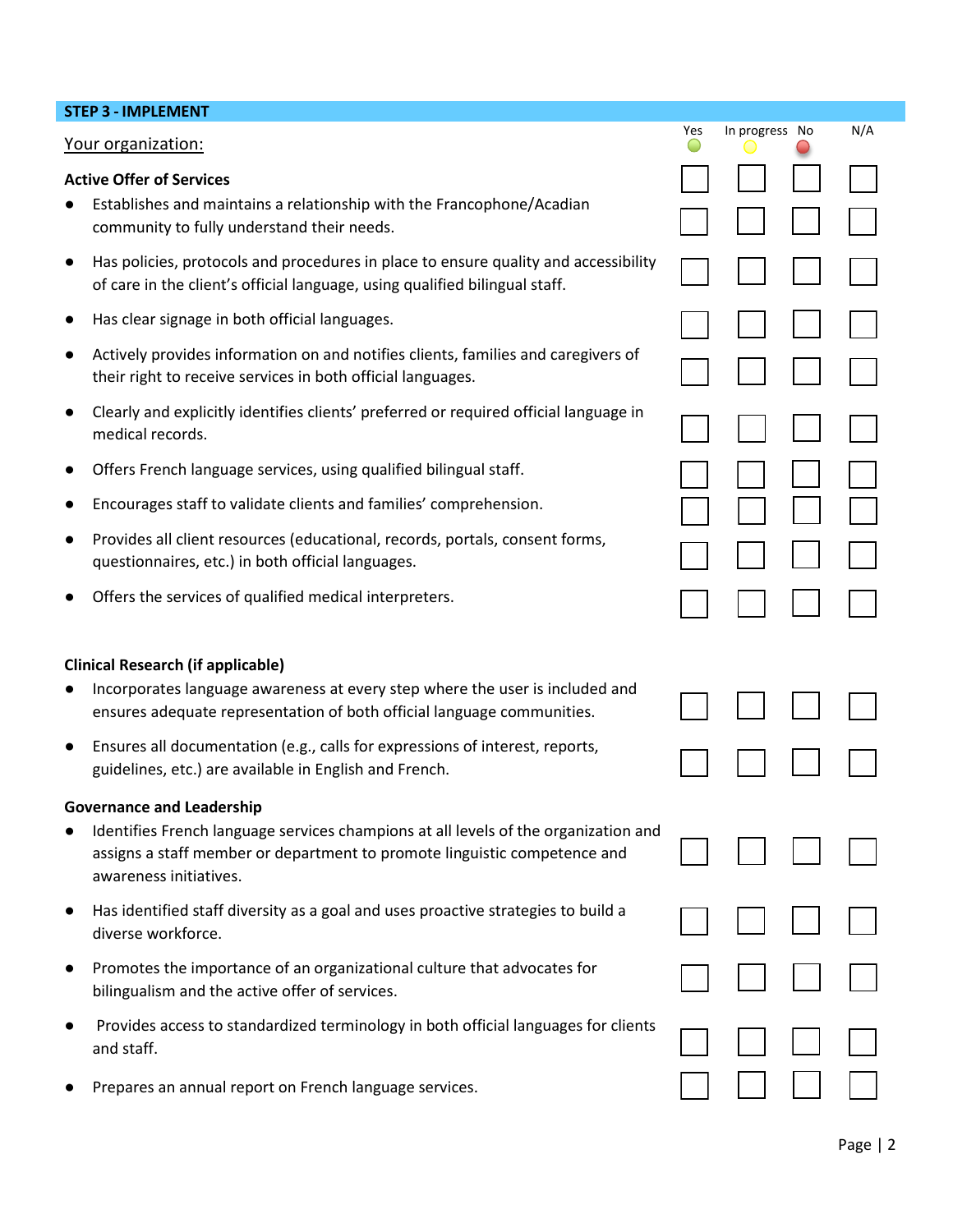## STEP 3 - IMPLEMENT

| Your organization: | Yes | In progress | No | N/A |
|---|---|---|---|---|
| **Active Offer of Services** | ☐ | ☐ | ☐ | ☐ |
| • Establishes and maintains a relationship with the Francophone/Acadian community to fully understand their needs. | ☐ | ☐ | ☐ | ☐ |
| • Has policies, protocols and procedures in place to ensure quality and accessibility of care in the client's official language, using qualified bilingual staff. | ☐ | ☐ | ☐ | ☐ |
| • Has clear signage in both official languages. | ☐ | ☐ | ☐ | ☐ |
| • Actively provides information on and notifies clients, families and caregivers of their right to receive services in both official languages. | ☐ | ☐ | ☐ | ☐ |
| • Clearly and explicitly identifies clients' preferred or required official language in medical records. | ☐ | ☐ | ☐ | ☐ |
| • Offers French language services, using qualified bilingual staff. | ☐ | ☐ | ☐ | ☐ |
| • Encourages staff to validate clients and families' comprehension. | ☐ | ☐ | ☐ | ☐ |
| • Provides all client resources (educational, records, portals, consent forms, questionnaires, etc.) in both official languages. | ☐ | ☐ | ☐ | ☐ |
| • Offers the services of qualified medical interpreters. | ☐ | ☐ | ☐ | ☐ |
| **Clinical Research (if applicable)** | | | | |
| • Incorporates language awareness at every step where the user is included and ensures adequate representation of both official language communities. | ☐ | ☐ | ☐ | ☐ |
| • Ensures all documentation (e.g., calls for expressions of interest, reports, guidelines, etc.) are available in English and French. | ☐ | ☐ | ☐ | ☐ |
| **Governance and Leadership** | | | | |
| • Identifies French language services champions at all levels of the organization and assigns a staff member or department to promote linguistic competence and awareness initiatives. | ☐ | ☐ | ☐ | ☐ |
| • Has identified staff diversity as a goal and uses proactive strategies to build a diverse workforce. | ☐ | ☐ | ☐ | ☐ |
| • Promotes the importance of an organizational culture that advocates for bilingualism and the active offer of services. | ☐ | ☐ | ☐ | ☐ |
| • Provides access to standardized terminology in both official languages for clients and staff. | ☐ | ☐ | ☐ | ☐ |
| • Prepares an annual report on French language services. | ☐ | ☐ | ☐ | ☐ |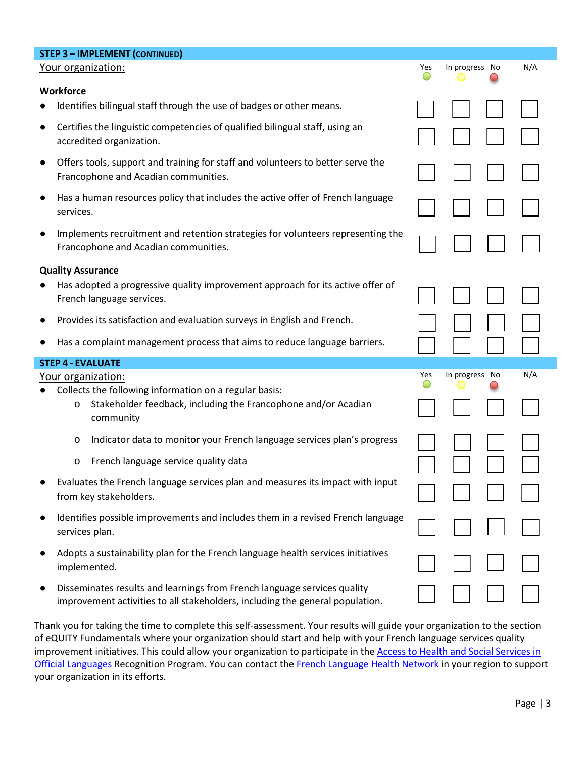## STEP 3 – IMPLEMENT (CONTINUED)

| Your organization: | Yes | In progress | No | N/A |
|---|---|---|---|---|
| **Workforce** | | | | |
| ● Identifies bilingual staff through the use of badges or other means. | ☐ | ☐ | ☐ | ☐ |
| ● Certifies the linguistic competencies of qualified bilingual staff, using an accredited organization. | ☐ | ☐ | ☐ | ☐ |
| ● Offers tools, support and training for staff and volunteers to better serve the Francophone and Acadian communities. | ☐ | ☐ | ☐ | ☐ |
| ● Has a human resources policy that includes the active offer of French language services. | ☐ | ☐ | ☐ | ☐ |
| ● Implements recruitment and retention strategies for volunteers representing the Francophone and Acadian communities. | ☐ | ☐ | ☐ | ☐ |
| **Quality Assurance** | | | | |
| ● Has adopted a progressive quality improvement approach for its active offer of French language services. | ☐ | ☐ | ☐ | ☐ |
| ● Provides its satisfaction and evaluation surveys in English and French. | ☐ | ☐ | ☐ | ☐ |
| ● Has a complaint management process that aims to reduce language barriers. | ☐ | ☐ | ☐ | ☐ |

## STEP 4 - EVALUATE

| Your organization: | Yes | In progress | No | N/A |
|---|---|---|---|---|
| ● Collects the following information on a regular basis: | | | | |
| o Stakeholder feedback, including the Francophone and/or Acadian community | ☐ | ☐ | ☐ | ☐ |
| o Indicator data to monitor your French language services plan's progress | ☐ | ☐ | ☐ | ☐ |
| o French language service quality data | ☐ | ☐ | ☐ | ☐ |
| ● Evaluates the French language services plan and measures its impact with input from key stakeholders. | ☐ | ☐ | ☐ | ☐ |
| ● Identifies possible improvements and includes them in a revised French language services plan. | ☐ | ☐ | ☐ | ☐ |
| ● Adopts a sustainability plan for the French language health services initiatives implemented. | ☐ | ☐ | ☐ | ☐ |
| ● Disseminates results and learnings from French language services quality improvement activities to all stakeholders, including the general population. | ☐ | ☐ | ☐ | ☐ |

Thank you for taking the time to complete this self-assessment. Your results will guide your organization to the section of eQUITY Fundamentals where your organization should start and help with your French language services quality improvement initiatives. This could allow your organization to participate in the Access to Health and Social Services in Official Languages Recognition Program. You can contact the French Language Health Network in your region to support your organization in its efforts.